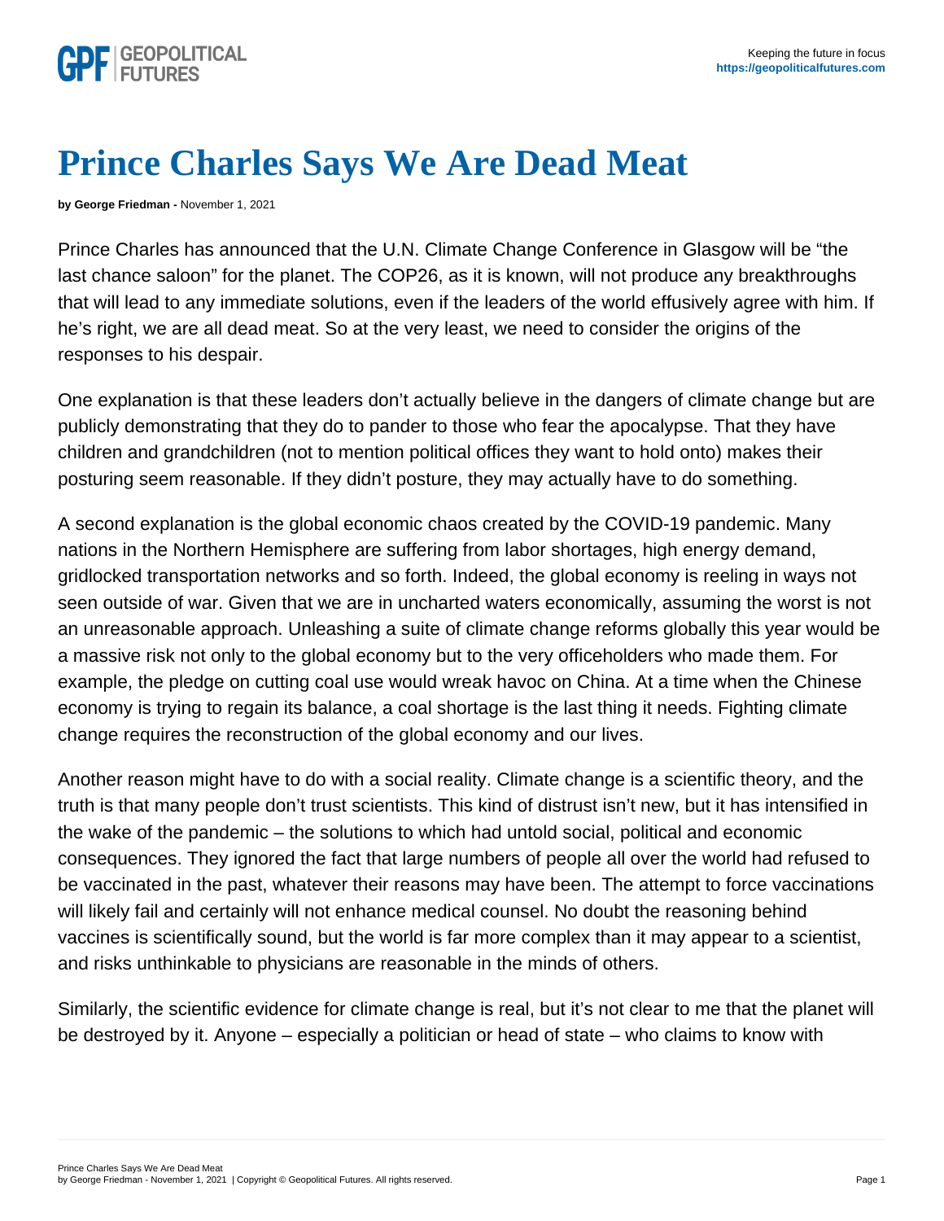# Prince Charles Says We Are Dead Meat

**by George Friedman -** November 1, 2021

Prince Charles has announced that the U.N. Climate Change Conference in Glasgow will be "the last chance saloon" for the planet. The COP26, as it is known, will not produce any breakthroughs that will lead to any immediate solutions, even if the leaders of the world effusively agree with him. If he's right, we are all dead meat. So at the very least, we need to consider the origins of the responses to his despair.

One explanation is that these leaders don't actually believe in the dangers of climate change but are publicly demonstrating that they do to pander to those who fear the apocalypse. That they have children and grandchildren (not to mention political offices they want to hold onto) makes their posturing seem reasonable. If they didn't posture, they may actually have to do something.

A second explanation is the global economic chaos created by the COVID-19 pandemic. Many nations in the Northern Hemisphere are suffering from labor shortages, high energy demand, gridlocked transportation networks and so forth. Indeed, the global economy is reeling in ways not seen outside of war. Given that we are in uncharted waters economically, assuming the worst is not an unreasonable approach. Unleashing a suite of climate change reforms globally this year would be a massive risk not only to the global economy but to the very officeholders who made them. For example, the pledge on cutting coal use would wreak havoc on China. At a time when the Chinese economy is trying to regain its balance, a coal shortage is the last thing it needs. Fighting climate change requires the reconstruction of the global economy and our lives.

Another reason might have to do with a social reality. Climate change is a scientific theory, and the truth is that many people don't trust scientists. This kind of distrust isn't new, but it has intensified in the wake of the pandemic – the solutions to which had untold social, political and economic consequences. They ignored the fact that large numbers of people all over the world had refused to be vaccinated in the past, whatever their reasons may have been. The attempt to force vaccinations will likely fail and certainly will not enhance medical counsel. No doubt the reasoning behind vaccines is scientifically sound, but the world is far more complex than it may appear to a scientist, and risks unthinkable to physicians are reasonable in the minds of others.

Similarly, the scientific evidence for climate change is real, but it's not clear to me that the planet will be destroyed by it. Anyone – especially a politician or head of state – who claims to know with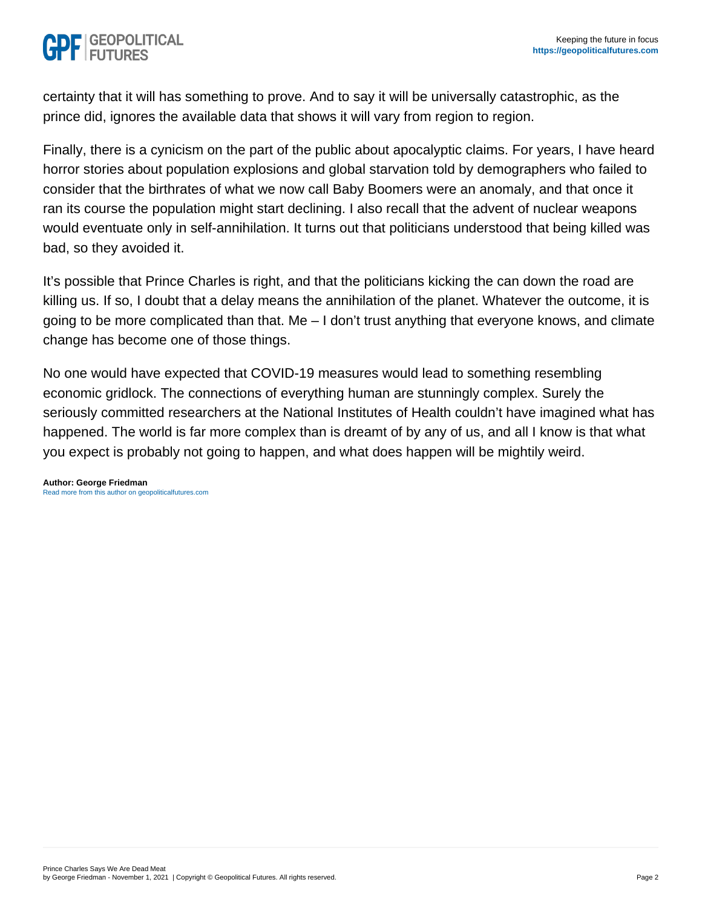certainty that it will has something to prove. And to say it will be universally catastrophic, as the prince did, ignores the available data that shows it will vary from region to region.

Finally, there is a cynicism on the part of the public about apocalyptic claims. For years, I have heard horror stories about population explosions and global starvation told by demographers who failed to consider that the birthrates of what we now call Baby Boomers were an anomaly, and that once it ran its course the population might start declining. I also recall that the advent of nuclear weapons would eventuate only in self-annihilation. It turns out that politicians understood that being killed was bad, so they avoided it.

It's possible that Prince Charles is right, and that the politicians kicking the can down the road are killing us. If so, I doubt that a delay means the annihilation of the planet. Whatever the outcome, it is going to be more complicated than that. Me – I don't trust anything that everyone knows, and climate change has become one of those things.

No one would have expected that COVID-19 measures would lead to something resembling economic gridlock. The connections of everything human are stunningly complex. Surely the seriously committed researchers at the National Institutes of Health couldn't have imagined what has happened. The world is far more complex than is dreamt of by any of us, and all I know is that what you expect is probably not going to happen, and what does happen will be mightily weird.

**Author: George Friedman**
Read more from this author on geopoliticalfutures.com